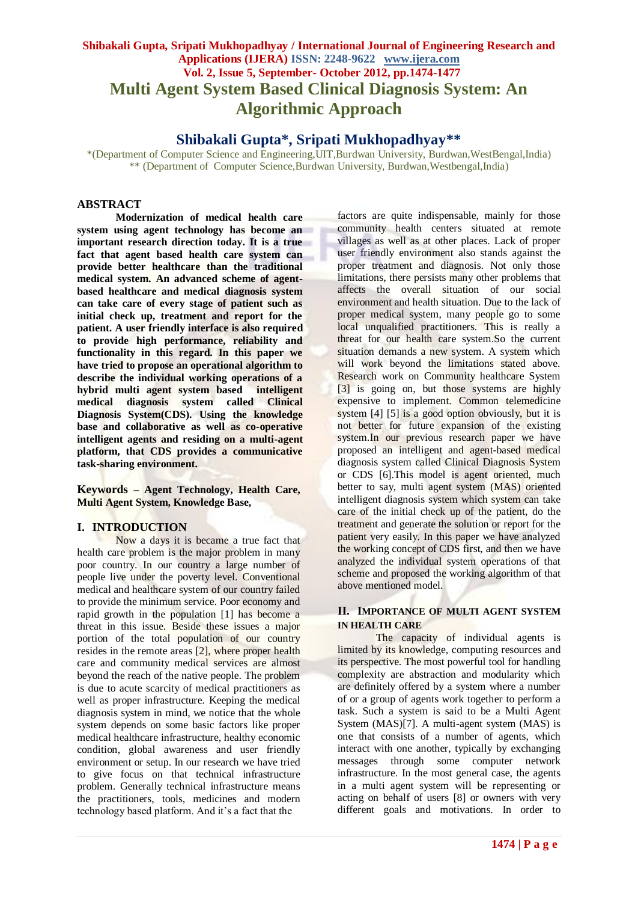# Multi Agent System Based Clinical Diagnosis System: An Algorithmic Approach

## Shibakali Gupta*, Sripati Mukhopadhyay**

*(Department of Computer Science and Engineering,UIT,Burdwan University, Burdwan,WestBengal,India)
** (Department of Computer Science,Burdwan University, Burdwan,Westbengal,India)

## ABSTRACT

**Modernization of medical health care system using agent technology has become an important research direction today. It is a true fact that agent based health care system can provide better healthcare than the traditional medical system. An advanced scheme of agent-based healthcare and medical diagnosis system can take care of every stage of patient such as initial check up, treatment and report for the patient. A user friendly interface is also required to provide high performance, reliability and functionality in this regard. In this paper we have tried to propose an operational algorithm to describe the individual working operations of a hybrid multi agent system based intelligent medical diagnosis system called Clinical Diagnosis System(CDS). Using the knowledge base and collaborative as well as co-operative intelligent agents and residing on a multi-agent platform, that CDS provides a communicative task-sharing environment.**

**Keywords – Agent Technology, Health Care, Multi Agent System, Knowledge Base,**

## I. INTRODUCTION

Now a days it is became a true fact that health care problem is the major problem in many poor country. In our country a large number of people live under the poverty level. Conventional medical and healthcare system of our country failed to provide the minimum service. Poor economy and rapid growth in the population [1] has become a threat in this issue. Beside these issues a major portion of the total population of our country resides in the remote areas [2], where proper health care and community medical services are almost beyond the reach of the native people. The problem is due to acute scarcity of medical practitioners as well as proper infrastructure. Keeping the medical diagnosis system in mind, we notice that the whole system depends on some basic factors like proper medical healthcare infrastructure, healthy economic condition, global awareness and user friendly environment or setup. In our research we have tried to give focus on that technical infrastructure problem. Generally technical infrastructure means the practitioners, tools, medicines and modern technology based platform. And it's a fact that the factors are quite indispensable, mainly for those community health centers situated at remote villages as well as at other places. Lack of proper user friendly environment also stands against the proper treatment and diagnosis. Not only those limitations, there persists many other problems that affects the overall situation of our social environment and health situation. Due to the lack of proper medical system, many people go to some local unqualified practitioners. This is really a threat for our health care system.So the current situation demands a new system. A system which will work beyond the limitations stated above. Research work on Community healthcare System [3] is going on, but those systems are highly expensive to implement. Common telemedicine system [4] [5] is a good option obviously, but it is not better for future expansion of the existing system.In our previous research paper we have proposed an intelligent and agent-based medical diagnosis system called Clinical Diagnosis System or CDS [6].This model is agent oriented, much better to say, multi agent system (MAS) oriented intelligent diagnosis system which system can take care of the initial check up of the patient, do the treatment and generate the solution or report for the patient very easily. In this paper we have analyzed the working concept of CDS first, and then we have analyzed the individual system operations of that scheme and proposed the working algorithm of that above mentioned model.

## II. IMPORTANCE OF MULTI AGENT SYSTEM IN HEALTH CARE

The capacity of individual agents is limited by its knowledge, computing resources and its perspective. The most powerful tool for handling complexity are abstraction and modularity which are definitely offered by a system where a number of or a group of agents work together to perform a task. Such a system is said to be a Multi Agent System (MAS)[7]. A multi-agent system (MAS) is one that consists of a number of agents, which interact with one another, typically by exchanging messages through some computer network infrastructure. In the most general case, the agents in a multi agent system will be representing or acting on behalf of users [8] or owners with very different goals and motivations. In order to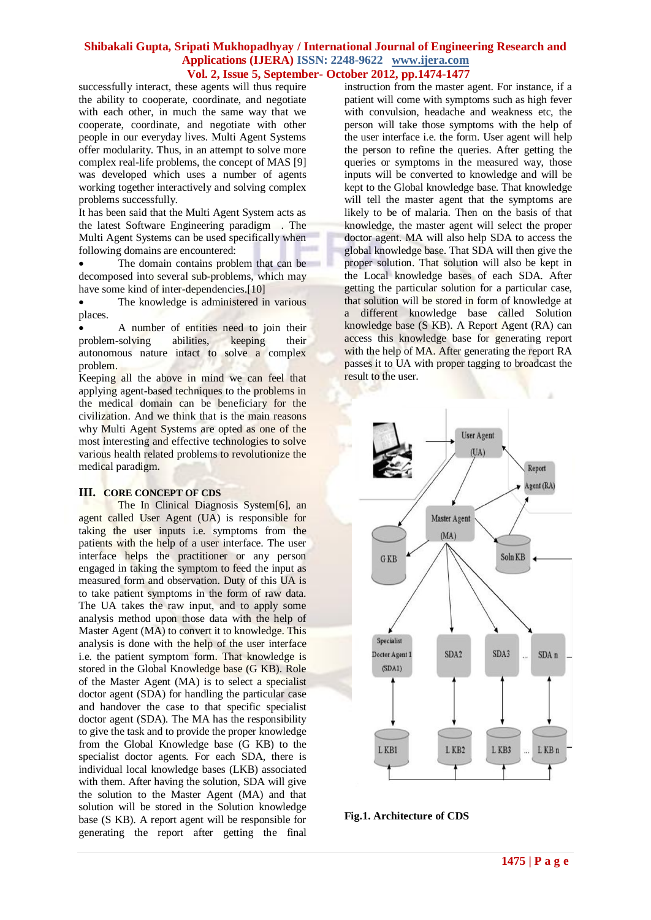successfully interact, these agents will thus require the ability to cooperate, coordinate, and negotiate with each other, in much the same way that we cooperate, coordinate, and negotiate with other people in our everyday lives. Multi Agent Systems offer modularity. Thus, in an attempt to solve more complex real-life problems, the concept of MAS [9] was developed which uses a number of agents working together interactively and solving complex problems successfully.

It has been said that the Multi Agent System acts as the latest Software Engineering paradigm . The Multi Agent Systems can be used specifically when following domains are encountered:

- The domain contains problem that can be decomposed into several sub-problems, which may have some kind of inter-dependencies.[10]
- The knowledge is administered in various places.
- A number of entities need to join their problem-solving abilities, keeping their autonomous nature intact to solve a complex problem.

Keeping all the above in mind we can feel that applying agent-based techniques to the problems in the medical domain can be beneficiary for the civilization. And we think that is the main reasons why Multi Agent Systems are opted as one of the most interesting and effective technologies to solve various health related problems to revolutionize the medical paradigm.

## III. CORE CONCEPT OF CDS

The In Clinical Diagnosis System[6], an agent called User Agent (UA) is responsible for taking the user inputs i.e. symptoms from the patients with the help of a user interface. The user interface helps the practitioner or any person engaged in taking the symptom to feed the input as measured form and observation. Duty of this UA is to take patient symptoms in the form of raw data. The UA takes the raw input, and try to apply some analysis method upon those data with the help of Master Agent (MA) to convert it to knowledge. This analysis is done with the help of the user interface i.e. the patient symptom form. That knowledge is stored in the Global Knowledge base (G KB). Role of the Master Agent (MA) is to select a specialist doctor agent (SDA) for handling the particular case and handover the case to that specific specialist doctor agent (SDA). The MA has the responsibility to give the task and to provide the proper knowledge from the Global Knowledge base (G KB) to the specialist doctor agents. For each SDA, there is individual local knowledge bases (LKB) associated with them. After having the solution, SDA will give the solution to the Master Agent (MA) and that solution will be stored in the Solution knowledge base (S KB). A report agent will be responsible for generating the report after getting the final instruction from the master agent. For instance, if a patient will come with symptoms such as high fever with convulsion, headache and weakness etc, the person will take those symptoms with the help of the user interface i.e. the form. User agent will help the person to refine the queries. After getting the queries or symptoms in the measured way, those inputs will be converted to knowledge and will be kept to the Global knowledge base. That knowledge will tell the master agent that the symptoms are likely to be of malaria. Then on the basis of that knowledge, the master agent will select the proper doctor agent. MA will also help SDA to access the global knowledge base. That SDA will then give the proper solution. That solution will also be kept in the Local knowledge bases of each SDA. After getting the particular solution for a particular case, that solution will be stored in form of knowledge at a different knowledge base called Solution knowledge base (S KB). A Report Agent (RA) can access this knowledge base for generating report with the help of MA. After generating the report RA passes it to UA with proper tagging to broadcast the result to the user.

User Agent (UA)
Report Agent (RA)
Master Agent (MA)
G KB
Soln KB
Specialist Doctor Agent 1 (SDA1)
SDA2
SDA3
...
SDA n
L KB1
L KB2
L KB3
...
L KB n

**Fig.1. Architecture of CDS**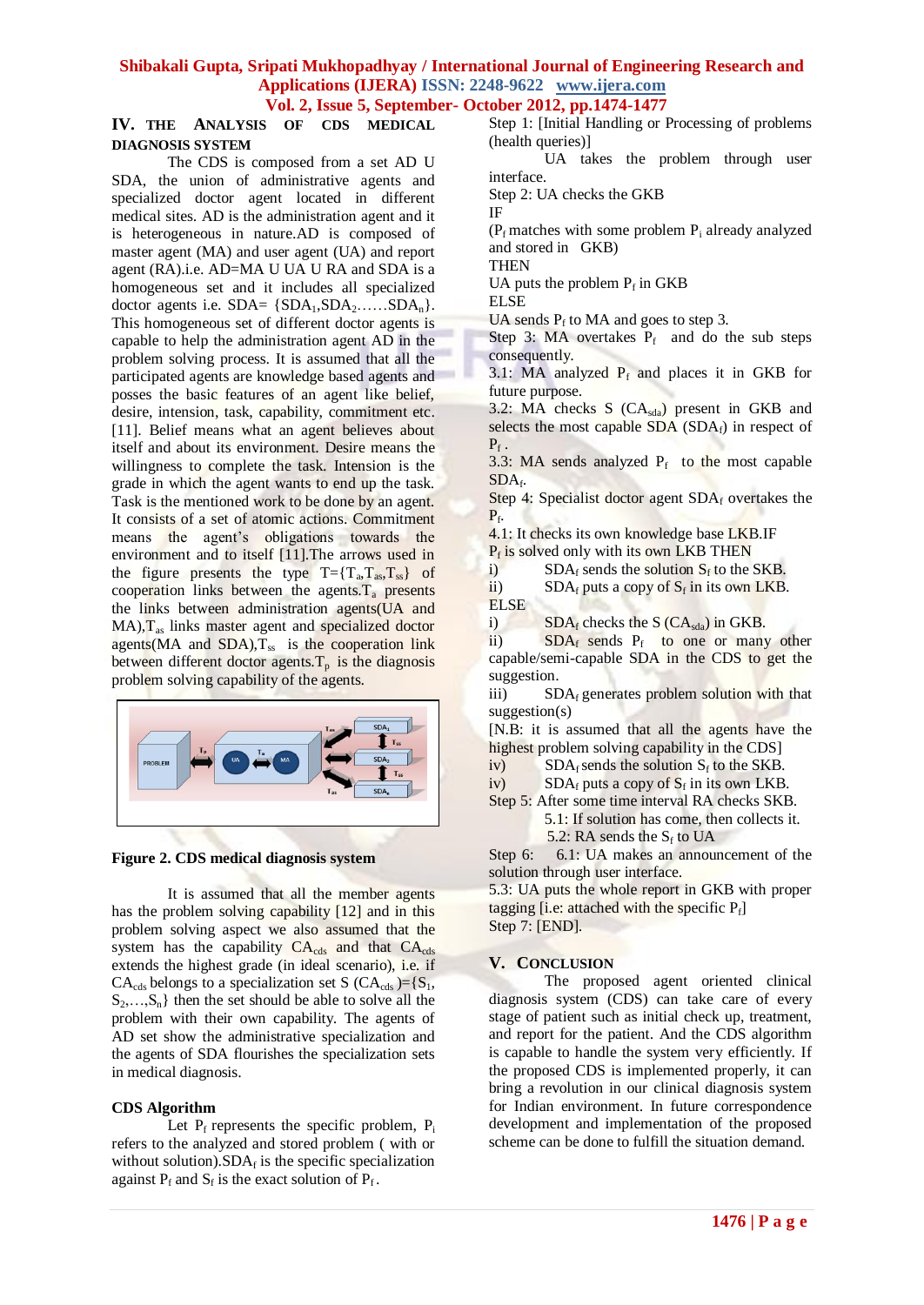## IV. THE ANALYSIS OF CDS MEDICAL DIAGNOSIS SYSTEM

The CDS is composed from a set AD U SDA, the union of administrative agents and specialized doctor agent located in different medical sites. AD is the administration agent and it is heterogeneous in nature.AD is composed of master agent (MA) and user agent (UA) and report agent (RA).i.e. AD=MA U UA U RA and SDA is a homogeneous set and it includes all specialized doctor agents i.e. SDA= $\{SDA_1, SDA_2 \ldots\ldots SDA_n\}$. This homogeneous set of different doctor agents is capable to help the administration agent AD in the problem solving process. It is assumed that all the participated agents are knowledge based agents and posses the basic features of an agent like belief, desire, intension, task, capability, commitment etc. [11]. Belief means what an agent believes about itself and about its environment. Desire means the willingness to complete the task. Intension is the grade in which the agent wants to end up the task. Task is the mentioned work to be done by an agent. It consists of a set of atomic actions. Commitment means the agent's obligations towards the environment and to itself [11].The arrows used in the figure presents the type $T=\{T_a, T_{as}, T_{ss}\}$ of cooperation links between the agents.$T_a$ presents the links between administration agents(UA and MA),$T_{as}$ links master agent and specialized doctor agents(MA and SDA),$T_{ss}$ is the cooperation link between different doctor agents.$T_p$ is the diagnosis problem solving capability of the agents.

**Figure 2. CDS medical diagnosis system**

It is assumed that all the member agents has the problem solving capability [12] and in this problem solving aspect we also assumed that the system has the capability $CA_{cds}$ and that $CA_{cds}$ extends the highest grade (in ideal scenario), i.e. if $CA_{cds}$ belongs to a specialization set S ($CA_{cds}$ )=$\{S_1, S_2, \ldots, S_n\}$ then the set should be able to solve all the problem with their own capability. The agents of AD set show the administrative specialization and the agents of SDA flourishes the specialization sets in medical diagnosis.

### CDS Algorithm

Let $P_f$ represents the specific problem, $P_i$ refers to the analyzed and stored problem ( with or without solution).$SDA_f$ is the specific specialization against $P_f$ and $S_f$ is the exact solution of $P_f$.

Step 1: [Initial Handling or Processing of problems (health queries)]

UA takes the problem through user interface.

Step 2: UA checks the GKB

IF

($P_f$ matches with some problem $P_i$ already analyzed and stored in GKB)

THEN

UA puts the problem $P_f$ in GKB

ELSE

UA sends $P_f$ to MA and goes to step 3.

Step 3: MA overtakes $P_f$ and do the sub steps consequently.

3.1: MA analyzed $P_f$ and places it in GKB for future purpose.

3.2: MA checks S ($CA_{sda}$) present in GKB and selects the most capable SDA ($SDA_f$) in respect of $P_f$ .

3.3: MA sends analyzed $P_f$ to the most capable $SDA_f$.

Step 4: Specialist doctor agent $SDA_f$ overtakes the $P_f$.

4.1: It checks its own knowledge base LKB.IF

$P_f$ is solved only with its own LKB THEN

i) $SDA_f$ sends the solution $S_f$ to the SKB.

ii) $SDA_f$ puts a copy of $S_f$ in its own LKB.

ELSE

i) $SDA_f$ checks the S ($CA_{sda}$) in GKB.

ii) $SDA_f$ sends $P_f$ to one or many other capable/semi-capable SDA in the CDS to get the suggestion.

iii) $SDA_f$ generates problem solution with that suggestion(s)

[N.B: it is assumed that all the agents have the highest problem solving capability in the CDS]

iv) $SDA_f$ sends the solution $S_f$ to the SKB.

iv) $SDA_f$ puts a copy of $S_f$ in its own LKB.

Step 5: After some time interval RA checks SKB.

5.1: If solution has come, then collects it.

5.2: RA sends the $S_f$ to UA

Step 6: 6.1: UA makes an announcement of the solution through user interface.

5.3: UA puts the whole report in GKB with proper tagging [i.e: attached with the specific $P_f$]

Step 7: [END].

## V. CONCLUSION

The proposed agent oriented clinical diagnosis system (CDS) can take care of every stage of patient such as initial check up, treatment, and report for the patient. And the CDS algorithm is capable to handle the system very efficiently. If the proposed CDS is implemented properly, it can bring a revolution in our clinical diagnosis system for Indian environment. In future correspondence development and implementation of the proposed scheme can be done to fulfill the situation demand.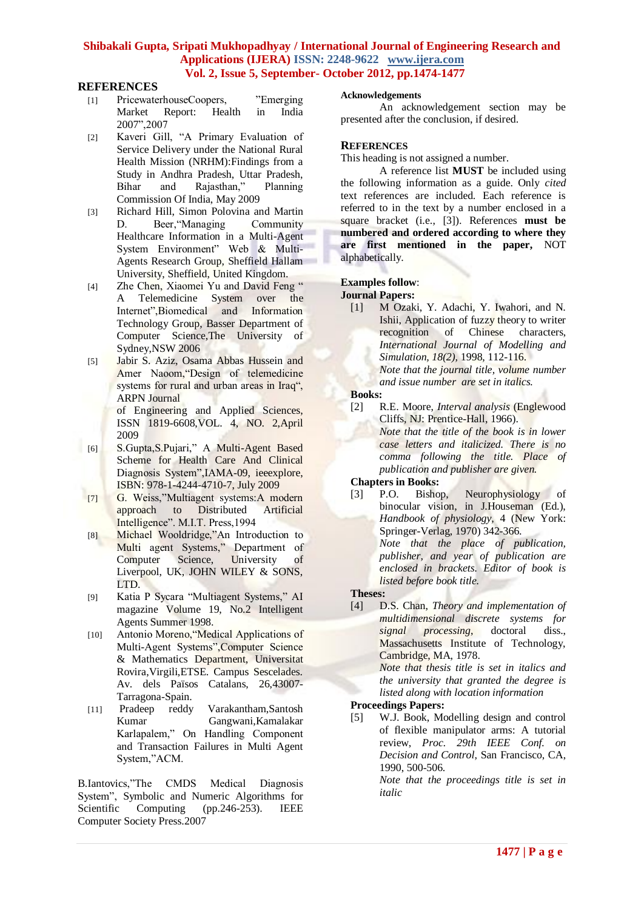## REFERENCES

[1] PricewaterhouseCoopers, "Emerging Market Report: Health in India 2007",2007

[2] Kaveri Gill, "A Primary Evaluation of Service Delivery under the National Rural Health Mission (NRHM):Findings from a Study in Andhra Pradesh, Uttar Pradesh, Bihar and Rajasthan," Planning Commission Of India, May 2009

[3] Richard Hill, Simon Polovina and Martin D. Beer,"Managing Community Healthcare Information in a Multi-Agent System Environment" Web & Multi-Agents Research Group, Sheffield Hallam University, Sheffield, United Kingdom.

[4] Zhe Chen, Xiaomei Yu and David Feng " A Telemedicine System over the Internet",Biomedical and Information Technology Group, Basser Department of Computer Science,The University of Sydney,NSW 2006

[5] Jabir S. Aziz, Osama Abbas Hussein and Amer Naoom,"Design of telemedicine systems for rural and urban areas in Iraq", ARPN Journal of Engineering and Applied Sciences, ISSN 1819-6608,VOL. 4, NO. 2,April 2009

[6] S.Gupta,S.Pujari," A Multi-Agent Based Scheme for Health Care And Clinical Diagnosis System",IAMA-09, ieeexplore, ISBN: 978-1-4244-4710-7, July 2009

[7] G. Weiss,"Multiagent systems:A modern approach to Distributed Artificial Intelligence". M.I.T. Press,1994

[8] Michael Wooldridge,"An Introduction to Multi agent Systems," Department of Computer Science, University of Liverpool, UK, JOHN WILEY & SONS, LTD.

[9] Katia P Sycara "Multiagent Systems," AI magazine Volume 19, No.2 Intelligent Agents Summer 1998.

[10] Antonio Moreno,"Medical Applications of Multi-Agent Systems",Computer Science & Mathematics Department, Universitat Rovira,Virgili,ETSE. Campus Sescelades. Av. dels Països Catalans, 26,43007-Tarragona-Spain.

[11] Pradeep reddy Varakantham,Santosh Kumar Gangwani,Kamalakar Karlapalem," On Handling Component and Transaction Failures in Multi Agent System,"ACM.

B.Iantovics,"The CMDS Medical Diagnosis System", Symbolic and Numeric Algorithms for Scientific Computing (pp.246-253). IEEE Computer Society Press.2007

**Acknowledgements**

An acknowledgement section may be presented after the conclusion, if desired.

**REFERENCES**

This heading is not assigned a number.

A reference list **MUST** be included using the following information as a guide. Only *cited* text references are included. Each reference is referred to in the text by a number enclosed in a square bracket (i.e., [3]). References **must be numbered and ordered according to where they are first mentioned in the paper,** NOT alphabetically.

**Examples follow**:

**Journal Papers:**

[1] M Ozaki, Y. Adachi, Y. Iwahori, and N. Ishii, Application of fuzzy theory to writer recognition of Chinese characters, *International Journal of Modelling and Simulation, 18(2),* 1998, 112-116.
*Note that the journal title, volume number and issue number are set in italics.*

**Books:**

[2] R.E. Moore, *Interval analysis* (Englewood Cliffs, NJ: Prentice-Hall, 1966).
*Note that the title of the book is in lower case letters and italicized. There is no comma following the title. Place of publication and publisher are given.*

**Chapters in Books:**

[3] P.O. Bishop, Neurophysiology of binocular vision, in J.Houseman (Ed.), *Handbook of physiology,* 4 (New York: Springer-Verlag, 1970) 342-366.
*Note that the place of publication, publisher, and year of publication are enclosed in brackets. Editor of book is listed before book title.*

**Theses:**

[4] D.S. Chan, *Theory and implementation of multidimensional discrete systems for signal processing*, doctoral diss., Massachusetts Institute of Technology, Cambridge, MA, 1978.
*Note that thesis title is set in italics and the university that granted the degree is listed along with location information*

**Proceedings Papers:**

[5] W.J. Book, Modelling design and control of flexible manipulator arms: A tutorial review, *Proc. 29th IEEE Conf. on Decision and Control*, San Francisco, CA, 1990, 500-506.
*Note that the proceedings title is set in italic*